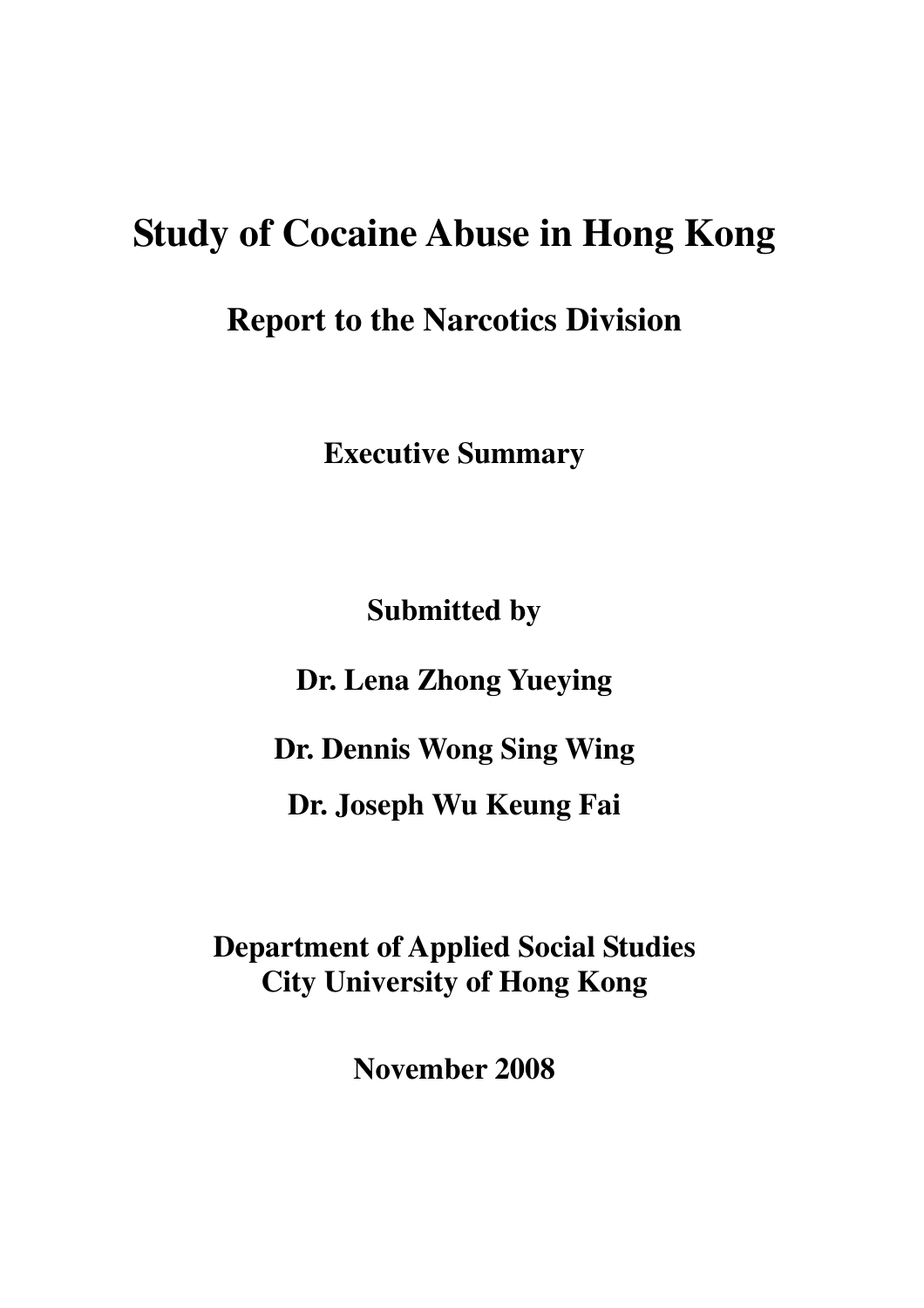# Study of Cocaine Abuse in Hong Kong

## Report to the Narcotics Division

**Executive Summary**

**Submitted by**

**Dr. Lena Zhong Yueying**

**Dr. Dennis Wong Sing Wing**

**Dr. Joseph Wu Keung Fai**

**Department of Applied Social Studies**
**City University of Hong Kong**

**November 2008**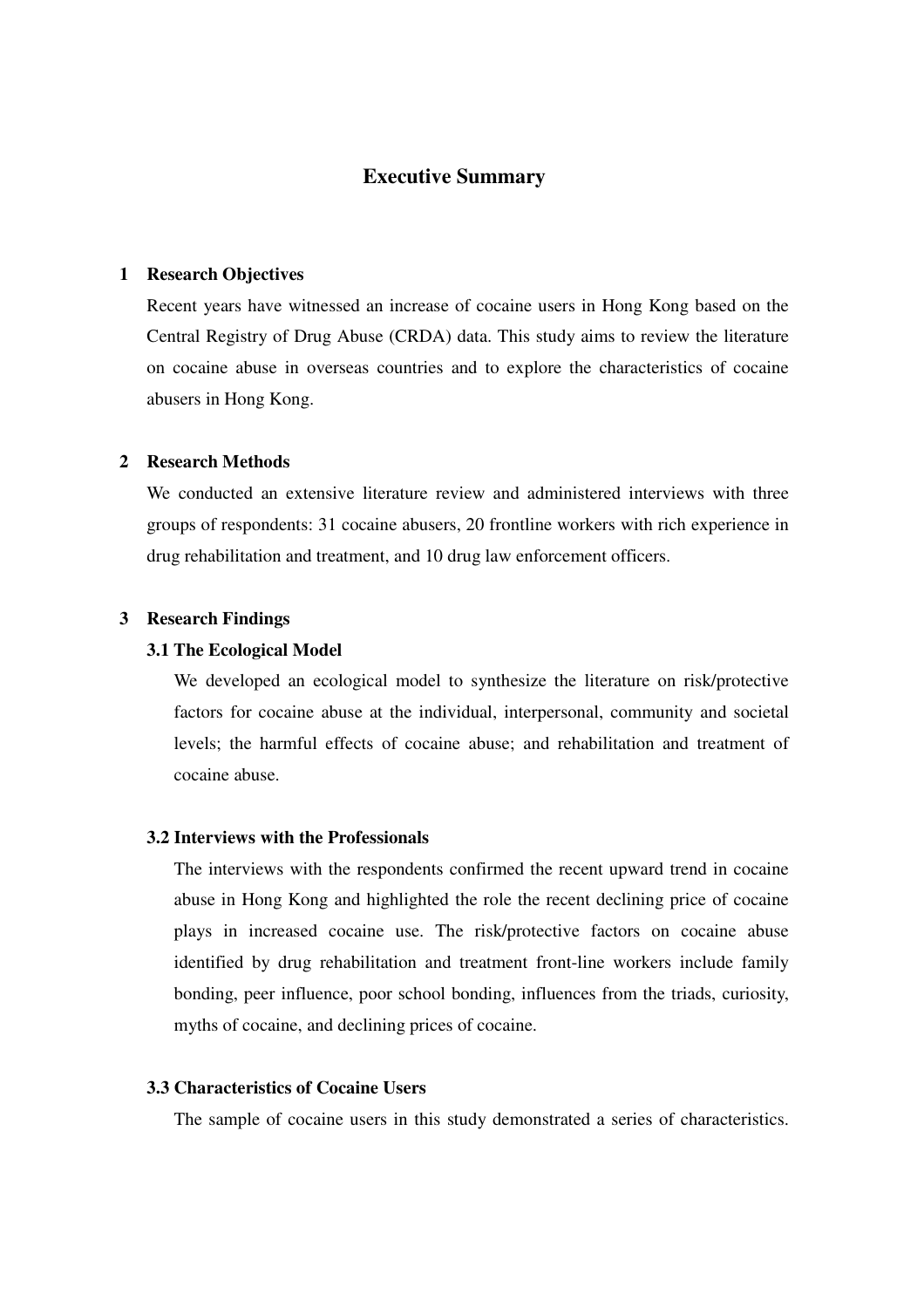# Executive Summary

## 1 Research Objectives

Recent years have witnessed an increase of cocaine users in Hong Kong based on the Central Registry of Drug Abuse (CRDA) data. This study aims to review the literature on cocaine abuse in overseas countries and to explore the characteristics of cocaine abusers in Hong Kong.

## 2 Research Methods

We conducted an extensive literature review and administered interviews with three groups of respondents: 31 cocaine abusers, 20 frontline workers with rich experience in drug rehabilitation and treatment, and 10 drug law enforcement officers.

## 3 Research Findings

### 3.1 The Ecological Model

We developed an ecological model to synthesize the literature on risk/protective factors for cocaine abuse at the individual, interpersonal, community and societal levels; the harmful effects of cocaine abuse; and rehabilitation and treatment of cocaine abuse.

### 3.2 Interviews with the Professionals

The interviews with the respondents confirmed the recent upward trend in cocaine abuse in Hong Kong and highlighted the role the recent declining price of cocaine plays in increased cocaine use. The risk/protective factors on cocaine abuse identified by drug rehabilitation and treatment front-line workers include family bonding, peer influence, poor school bonding, influences from the triads, curiosity, myths of cocaine, and declining prices of cocaine.

### 3.3 Characteristics of Cocaine Users

The sample of cocaine users in this study demonstrated a series of characteristics.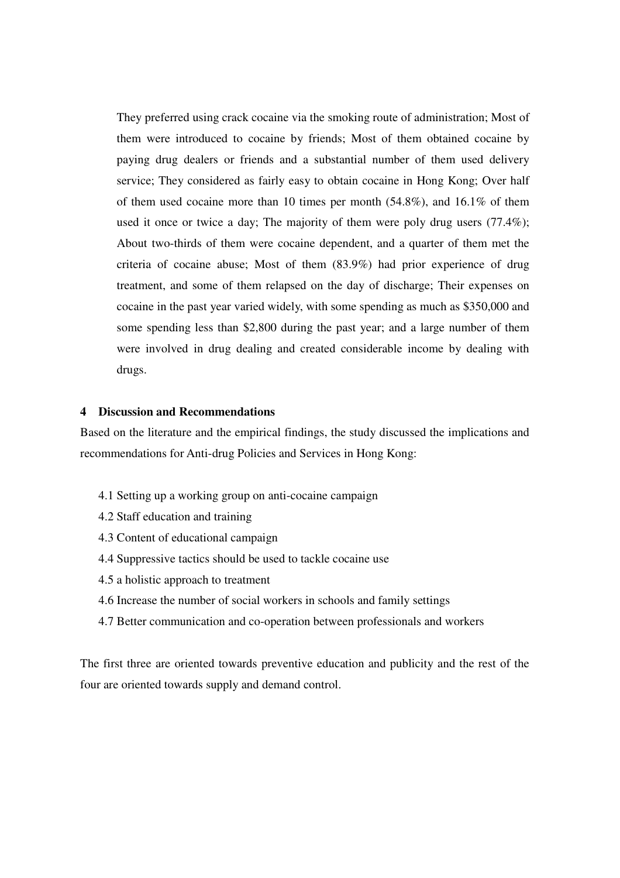They preferred using crack cocaine via the smoking route of administration; Most of them were introduced to cocaine by friends; Most of them obtained cocaine by paying drug dealers or friends and a substantial number of them used delivery service; They considered as fairly easy to obtain cocaine in Hong Kong; Over half of them used cocaine more than 10 times per month (54.8%), and 16.1% of them used it once or twice a day; The majority of them were poly drug users (77.4%); About two-thirds of them were cocaine dependent, and a quarter of them met the criteria of cocaine abuse; Most of them (83.9%) had prior experience of drug treatment, and some of them relapsed on the day of discharge; Their expenses on cocaine in the past year varied widely, with some spending as much as $350,000 and some spending less than $2,800 during the past year; and a large number of them were involved in drug dealing and created considerable income by dealing with drugs.

## 4 Discussion and Recommendations

Based on the literature and the empirical findings, the study discussed the implications and recommendations for Anti-drug Policies and Services in Hong Kong:

4.1 Setting up a working group on anti-cocaine campaign

4.2 Staff education and training

4.3 Content of educational campaign

4.4 Suppressive tactics should be used to tackle cocaine use

4.5 a holistic approach to treatment

4.6 Increase the number of social workers in schools and family settings

4.7 Better communication and co-operation between professionals and workers

The first three are oriented towards preventive education and publicity and the rest of the four are oriented towards supply and demand control.